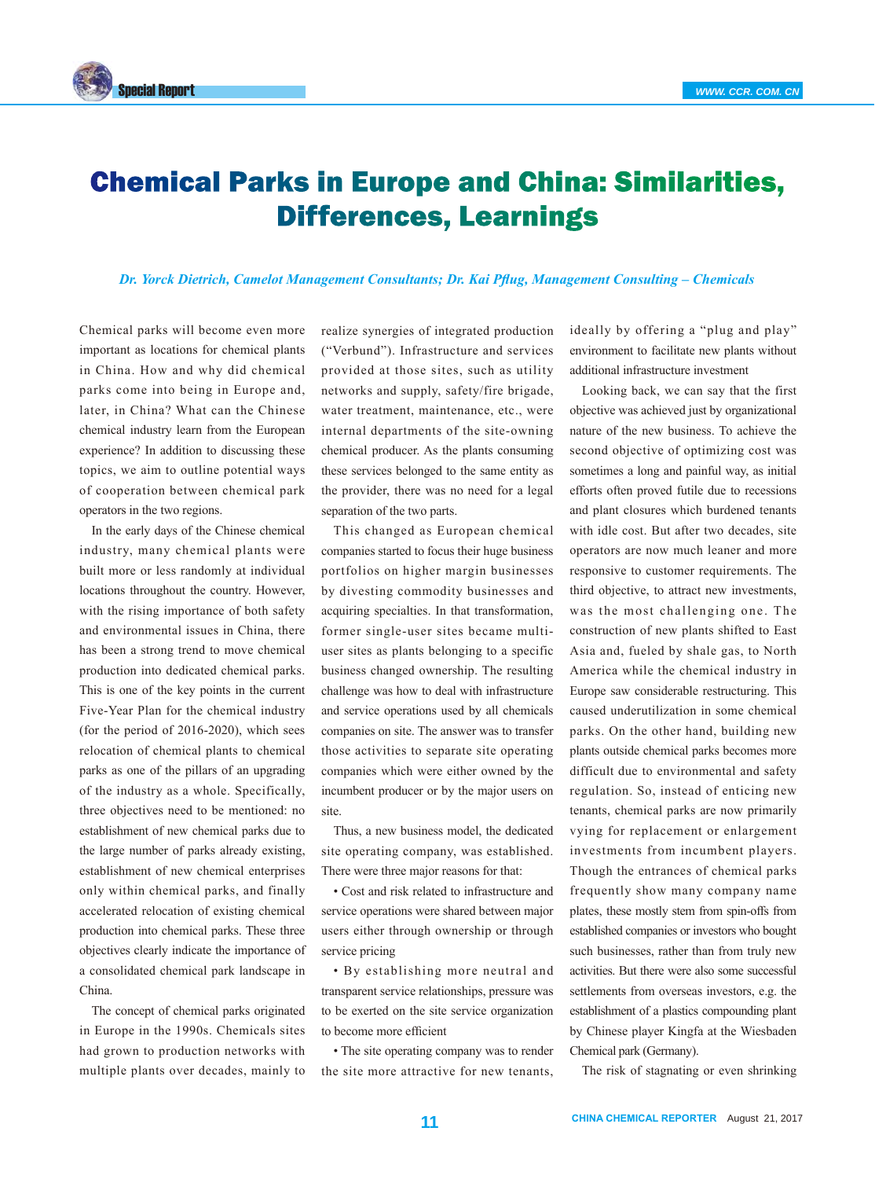# Chemical Parks in Europe and China: Similarities, Differences, Learnings

*Dr. Yorck Dietrich, Camelot Management Consultants; Dr. Kai Pflug, Management Consulting – Chemicals*

Chemical parks will become even more important as locations for chemical plants in China. How and why did chemical parks come into being in Europe and, later, in China? What can the Chinese chemical industry learn from the European experience? In addition to discussing these topics, we aim to outline potential ways of cooperation between chemical park operators in the two regions.

In the early days of the Chinese chemical industry, many chemical plants were built more or less randomly at individual locations throughout the country. However, with the rising importance of both safety and environmental issues in China, there has been a strong trend to move chemical production into dedicated chemical parks. This is one of the key points in the current Five-Year Plan for the chemical industry (for the period of 2016-2020), which sees relocation of chemical plants to chemical parks as one of the pillars of an upgrading of the industry as a whole. Specifically, three objectives need to be mentioned: no establishment of new chemical parks due to the large number of parks already existing, establishment of new chemical enterprises only within chemical parks, and finally accelerated relocation of existing chemical production into chemical parks. These three objectives clearly indicate the importance of a consolidated chemical park landscape in China.

The concept of chemical parks originated in Europe in the 1990s. Chemicals sites had grown to production networks with multiple plants over decades, mainly to realize synergies of integrated production ("Verbund"). Infrastructure and services provided at those sites, such as utility networks and supply, safety/fire brigade, water treatment, maintenance, etc., were internal departments of the site-owning chemical producer. As the plants consuming these services belonged to the same entity as the provider, there was no need for a legal separation of the two parts.

This changed as European chemical companies started to focus their huge business portfolios on higher margin businesses by divesting commodity businesses and acquiring specialties. In that transformation, former single-user sites became multi-user sites as plants belonging to a specific business changed ownership. The resulting challenge was how to deal with infrastructure and service operations used by all chemicals companies on site. The answer was to transfer those activities to separate site operating companies which were either owned by the incumbent producer or by the major users on site.

Thus, a new business model, the dedicated site operating company, was established. There were three major reasons for that:

- Cost and risk related to infrastructure and service operations were shared between major users either through ownership or through service pricing
- By establishing more neutral and transparent service relationships, pressure was to be exerted on the site service organization to become more efficient
- The site operating company was to render the site more attractive for new tenants, ideally by offering a "plug and play" environment to facilitate new plants without additional infrastructure investment

Looking back, we can say that the first objective was achieved just by organizational nature of the new business. To achieve the second objective of optimizing cost was sometimes a long and painful way, as initial efforts often proved futile due to recessions and plant closures which burdened tenants with idle cost. But after two decades, site operators are now much leaner and more responsive to customer requirements. The third objective, to attract new investments, was the most challenging one. The construction of new plants shifted to East Asia and, fueled by shale gas, to North America while the chemical industry in Europe saw considerable restructuring. This caused underutilization in some chemical parks. On the other hand, building new plants outside chemical parks becomes more difficult due to environmental and safety regulation. So, instead of enticing new tenants, chemical parks are now primarily vying for replacement or enlargement investments from incumbent players. Though the entrances of chemical parks frequently show many company name plates, these mostly stem from spin-offs from established companies or investors who bought such businesses, rather than from truly new activities. But there were also some successful settlements from overseas investors, e.g. the establishment of a plastics compounding plant by Chinese player Kingfa at the Wiesbaden Chemical park (Germany).

The risk of stagnating or even shrinking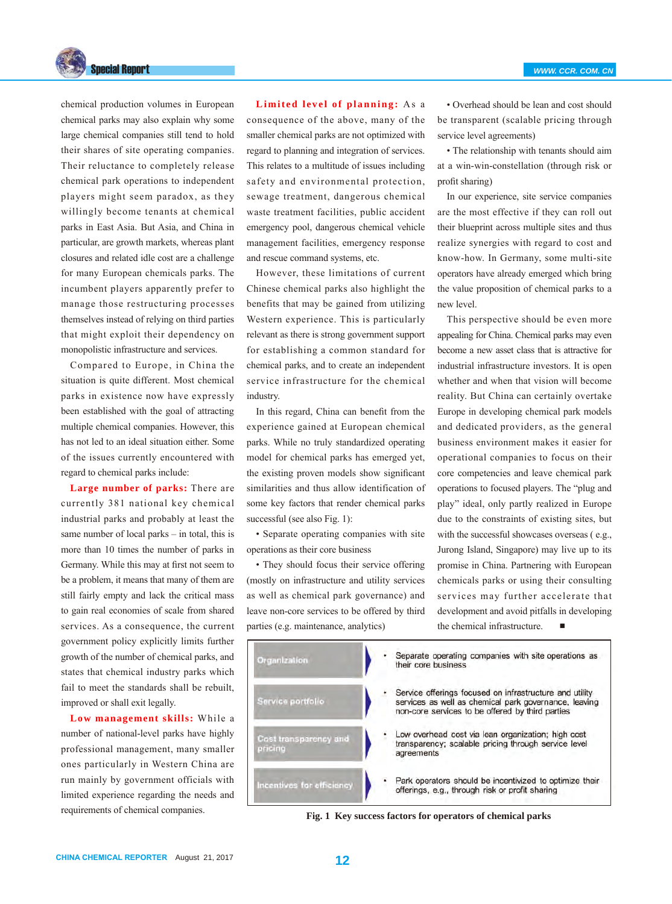chemical production volumes in European chemical parks may also explain why some large chemical companies still tend to hold their shares of site operating companies. Their reluctance to completely release chemical park operations to independent players might seem paradox, as they willingly become tenants at chemical parks in East Asia. But Asia, and China in particular, are growth markets, whereas plant closures and related idle cost are a challenge for many European chemicals parks. The incumbent players apparently prefer to manage those restructuring processes themselves instead of relying on third parties that might exploit their dependency on monopolistic infrastructure and services.

Compared to Europe, in China the situation is quite different. Most chemical parks in existence now have expressly been established with the goal of attracting multiple chemical companies. However, this has not led to an ideal situation either. Some of the issues currently encountered with regard to chemical parks include:

**Large number of parks:** There are currently 381 national key chemical industrial parks and probably at least the same number of local parks – in total, this is more than 10 times the number of parks in Germany. While this may at first not seem to be a problem, it means that many of them are still fairly empty and lack the critical mass to gain real economies of scale from shared services. As a consequence, the current government policy explicitly limits further growth of the number of chemical parks, and states that chemical industry parks which fail to meet the standards shall be rebuilt, improved or shall exit legally.

**Low management skills:** While a number of national-level parks have highly professional management, many smaller ones particularly in Western China are run mainly by government officials with limited experience regarding the needs and requirements of chemical companies.

**Limited level of planning:** As a consequence of the above, many of the smaller chemical parks are not optimized with regard to planning and integration of services. This relates to a multitude of issues including safety and environmental protection, sewage treatment, dangerous chemical waste treatment facilities, public accident emergency pool, dangerous chemical vehicle management facilities, emergency response and rescue command systems, etc.

However, these limitations of current Chinese chemical parks also highlight the benefits that may be gained from utilizing Western experience. This is particularly relevant as there is strong government support for establishing a common standard for chemical parks, and to create an independent service infrastructure for the chemical industry.

In this regard, China can benefit from the experience gained at European chemical parks. While no truly standardized operating model for chemical parks has emerged yet, the existing proven models show significant similarities and thus allow identification of some key factors that render chemical parks successful (see also Fig. 1):

- Separate operating companies with site operations as their core business
- They should focus their service offering (mostly on infrastructure and utility services as well as chemical park governance) and leave non-core services to be offered by third parties (e.g. maintenance, analytics)
- Overhead should be lean and cost should be transparent (scalable pricing through service level agreements)
- The relationship with tenants should aim at a win-win-constellation (through risk or profit sharing)

In our experience, site service companies are the most effective if they can roll out their blueprint across multiple sites and thus realize synergies with regard to cost and know-how. In Germany, some multi-site operators have already emerged which bring the value proposition of chemical parks to a new level.

This perspective should be even more appealing for China. Chemical parks may even become a new asset class that is attractive for industrial infrastructure investors. It is open whether and when that vision will become reality. But China can certainly overtake Europe in developing chemical park models and dedicated providers, as the general business environment makes it easier for operational companies to focus on their core competencies and leave chemical park operations to focused players. The "plug and play" ideal, only partly realized in Europe due to the constraints of existing sites, but with the successful showcases overseas ( e.g., Jurong Island, Singapore) may live up to its promise in China. Partnering with European chemicals parks or using their consulting services may further accelerate that development and avoid pitfalls in developing the chemical infrastructure. ■

| | |
|---|---|
| Organization | • Separate operating companies with site operations as their core business |
| Service portfolio | • Service offerings focused on infrastructure and utility services as well as chemical park governance, leaving non-core services to be offered by third parties |
| Cost transparency and pricing | • Low overhead cost via lean organization; high cost transparency; scalable pricing through service level agreements |
| Incentives for efficiency | • Park operators should be incentivized to optimize their offerings, e.g., through risk or profit sharing |

**Fig. 1 Key success factors for operators of chemical parks**